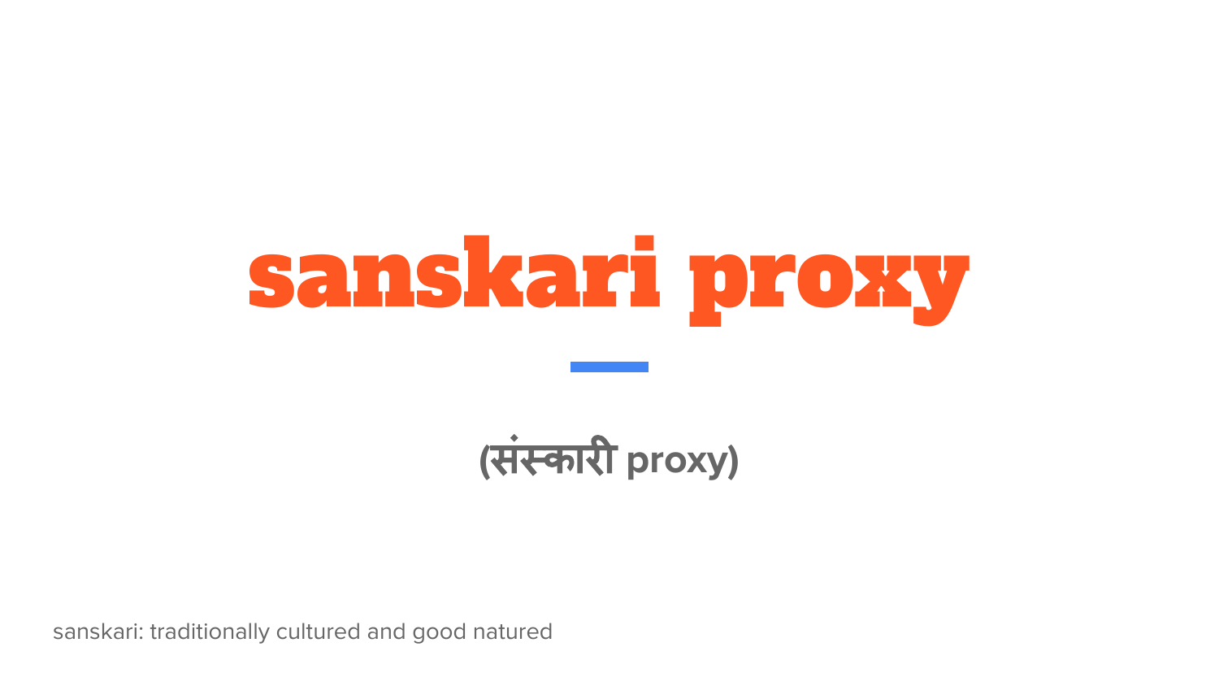# sanskari proxy

**(संस्कारी proxy)**

sanskari: traditionally cultured and good natured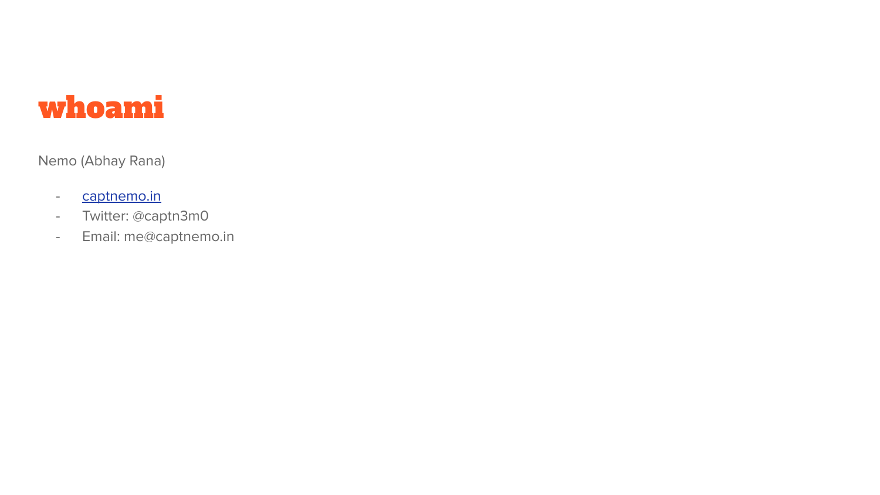# whoami

Nemo (Abhay Rana)

- captnemo.in
- Twitter: @captn3m0
- Email: me@captnemo.in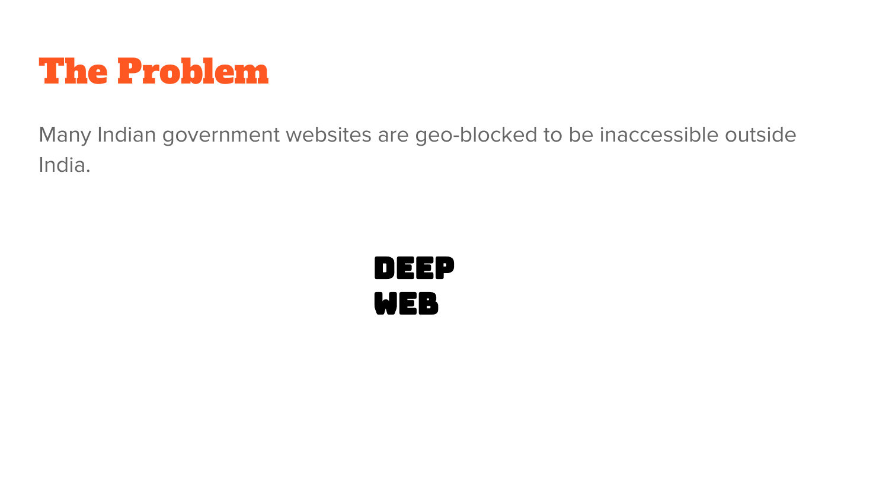# The Problem

Many Indian government websites are geo-blocked to be inaccessible outside India.

**DEEP WEB**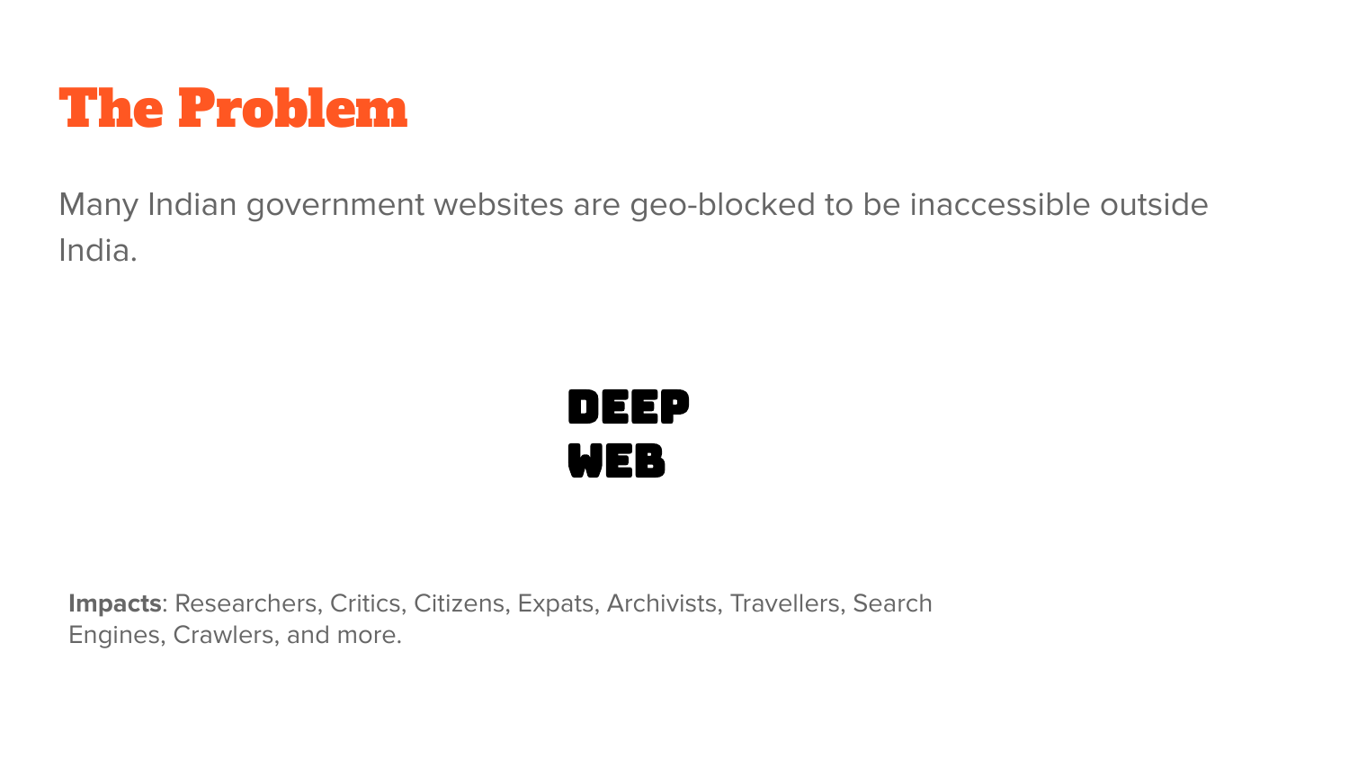# The Problem

Many Indian government websites are geo-blocked to be inaccessible outside India.

**DEEP WEB**

**Impacts**: Researchers, Critics, Citizens, Expats, Archivists, Travellers, Search Engines, Crawlers, and more.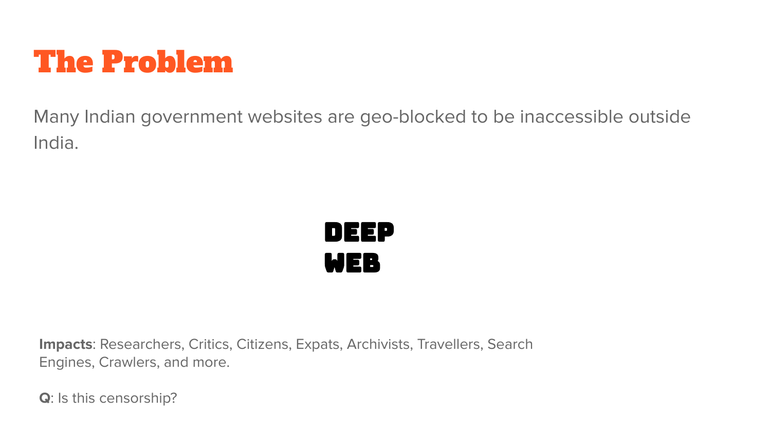# The Problem

Many Indian government websites are geo-blocked to be inaccessible outside India.

**DEEP WEB**

**Impacts**: Researchers, Critics, Citizens, Expats, Archivists, Travellers, Search Engines, Crawlers, and more.

**Q**: Is this censorship?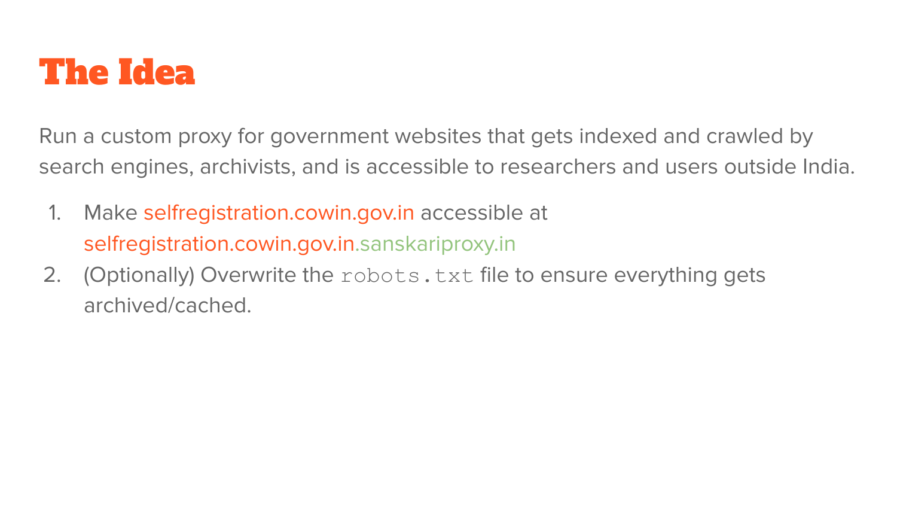# The Idea

Run a custom proxy for government websites that gets indexed and crawled by search engines, archivists, and is accessible to researchers and users outside India.

1. Make selfregistration.cowin.gov.in accessible at selfregistration.cowin.gov.in.sanskariproxy.in
2. (Optionally) Overwrite the `robots.txt` file to ensure everything gets archived/cached.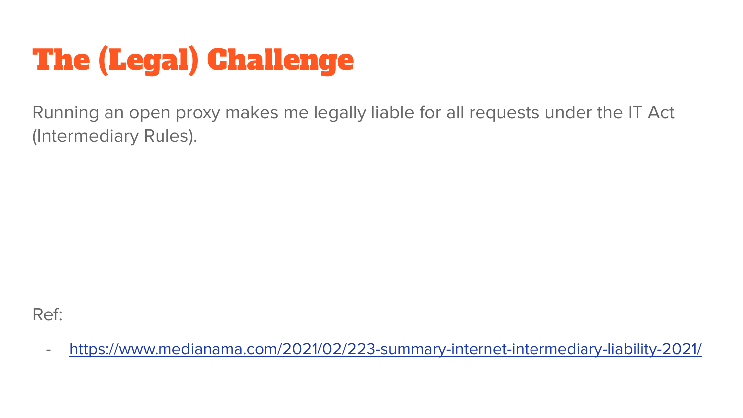# The (Legal) Challenge

Running an open proxy makes me legally liable for all requests under the IT Act (Intermediary Rules).

Ref:

- https://www.medianama.com/2021/02/223-summary-internet-intermediary-liability-2021/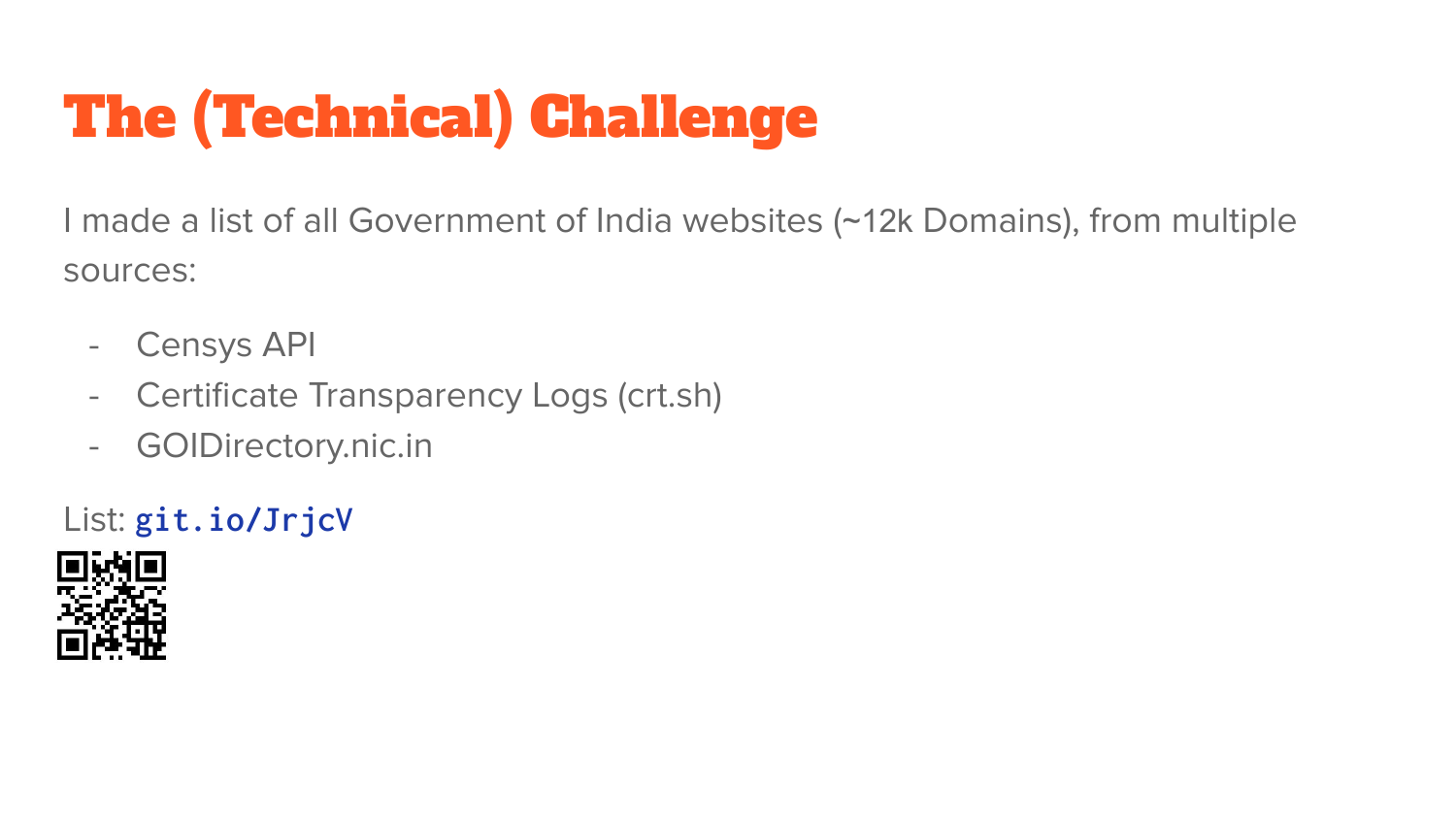# The (Technical) Challenge

I made a list of all Government of India websites (~12k Domains), from multiple sources:

- Censys API
- Certificate Transparency Logs (crt.sh)
- GOIDirectory.nic.in

List: `git.io/JrjcV`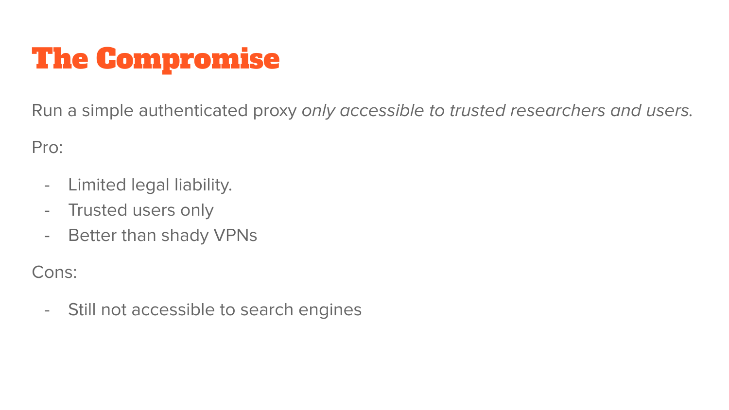# The Compromise

Run a simple authenticated proxy *only accessible to trusted researchers and users.*

Pro:

- Limited legal liability.
- Trusted users only
- Better than shady VPNs

Cons:

- Still not accessible to search engines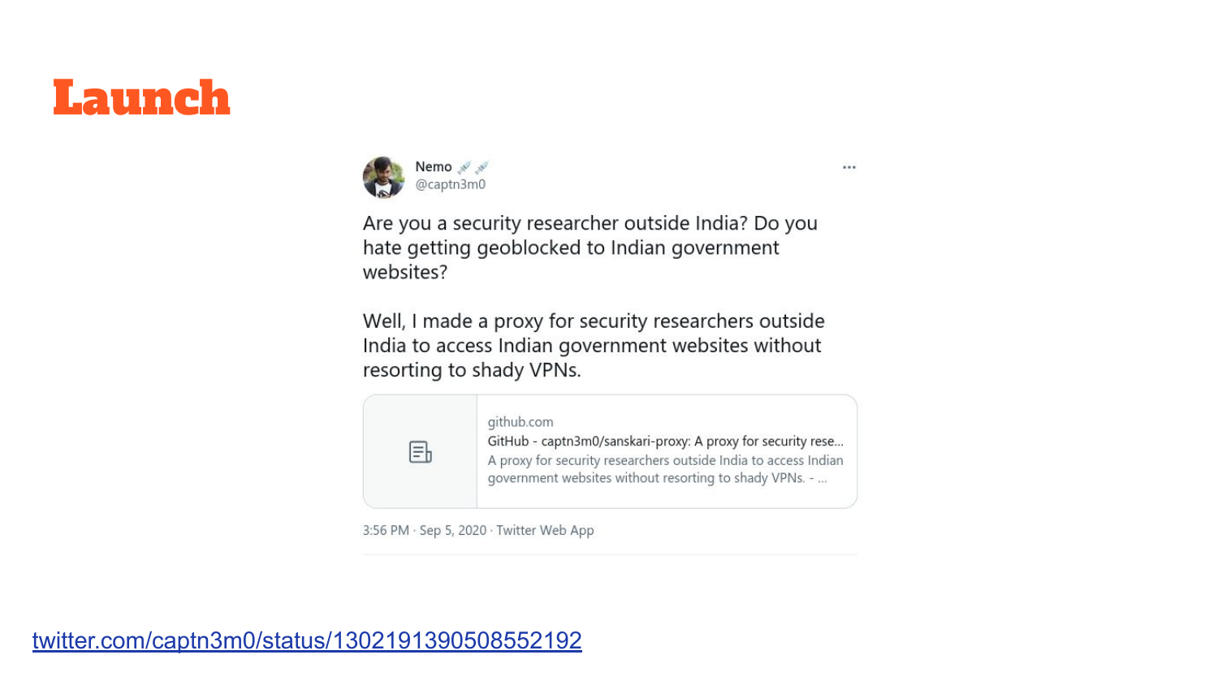# Launch

Nemo 💉💉
@captn3m0

Are you a security researcher outside India? Do you hate getting geoblocked to Indian government websites?

Well, I made a proxy for security researchers outside India to access Indian government websites without resorting to shady VPNs.

github.com
GitHub - captn3m0/sanskari-proxy: A proxy for security rese...
A proxy for security researchers outside India to access Indian government websites without resorting to shady VPNs. - ...

3:56 PM · Sep 5, 2020 · Twitter Web App

twitter.com/captn3m0/status/1302191390508552192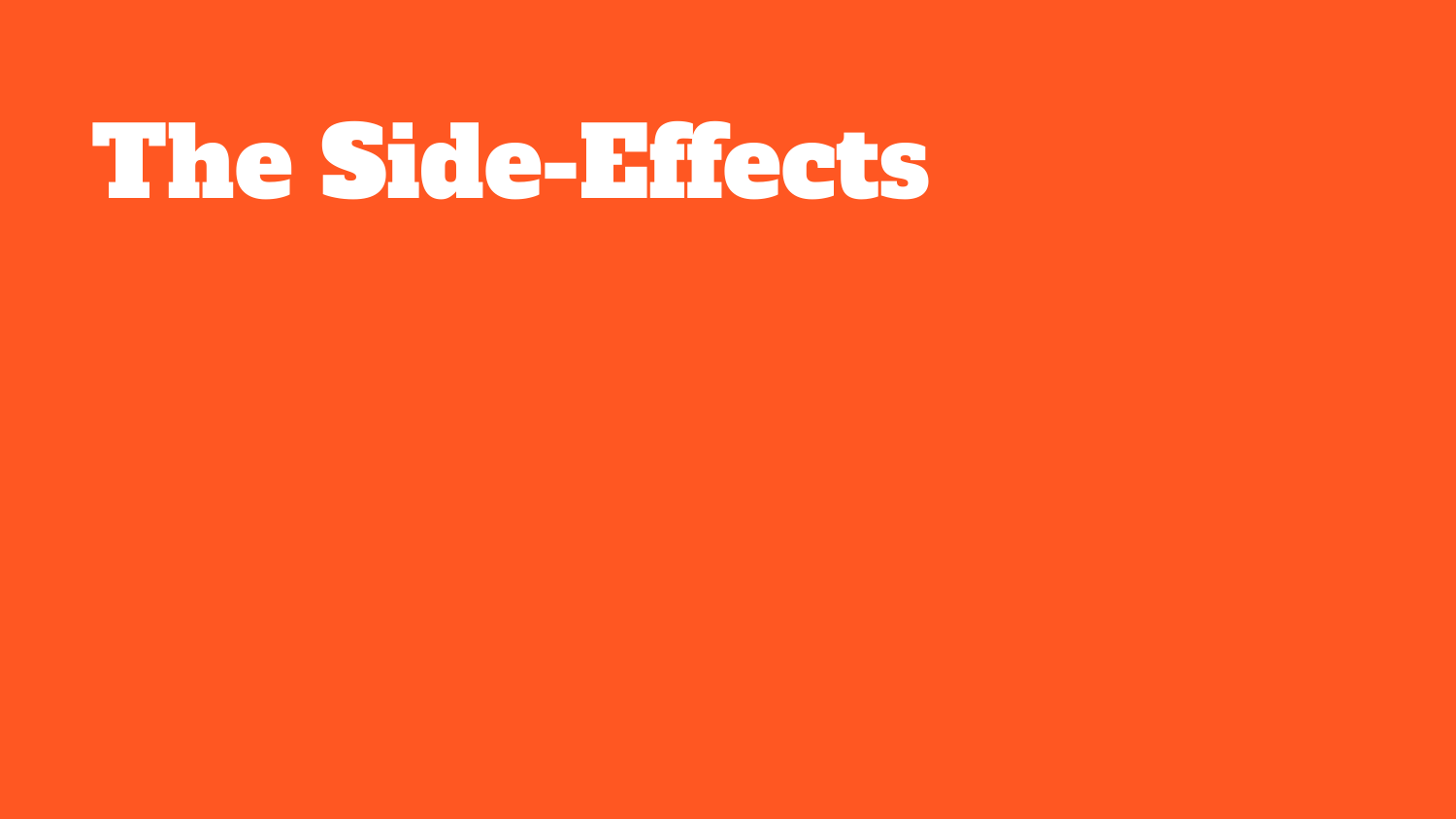# The Side-Effects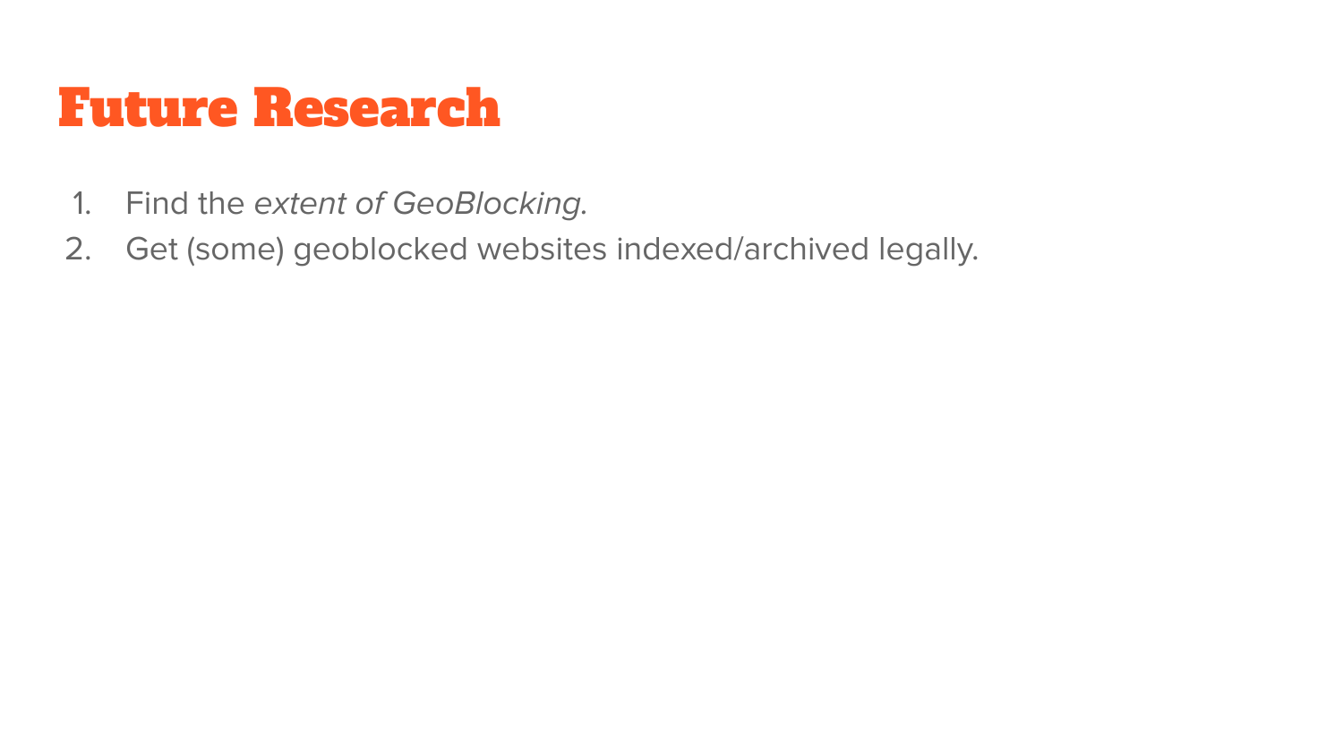# Future Research

1. Find the *extent of GeoBlocking*.
2. Get (some) geoblocked websites indexed/archived legally.